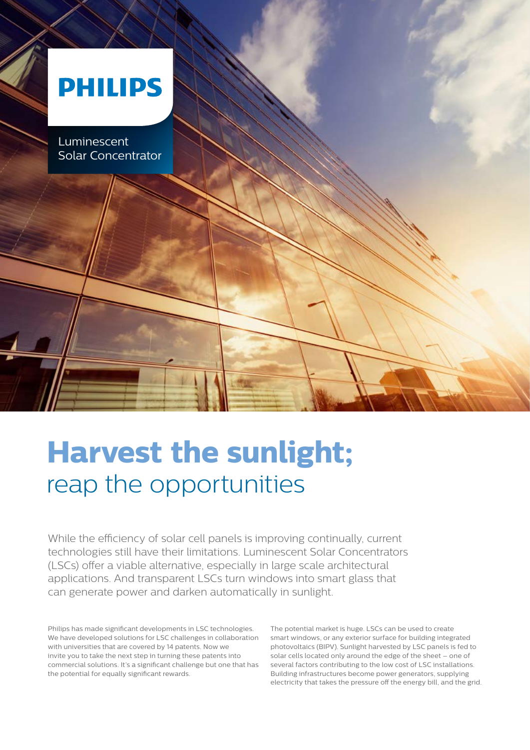PHILIPS

Luminescent Solar Concentrator

# **Harvest the sunlight;** reap the opportunities

While the efficiency of solar cell panels is improving continually, current technologies still have their limitations. Luminescent Solar Concentrators (LSCs) offer a viable alternative, especially in large scale architectural applications. And transparent LSCs turn windows into smart glass that can generate power and darken automatically in sunlight.

Philips has made significant developments in LSC technologies. We have developed solutions for LSC challenges in collaboration with universities that are covered by 14 patents. Now we invite you to take the next step in turning these patents into commercial solutions. It's a significant challenge but one that has the potential for equally significant rewards.

The potential market is huge. LSCs can be used to create smart windows, or any exterior surface for building integrated photovoltaics (BIPV). Sunlight harvested by LSC panels is fed to solar cells located only around the edge of the sheet – one of several factors contributing to the low cost of LSC installations. Building infrastructures become power generators, supplying electricity that takes the pressure off the energy bill, and the grid.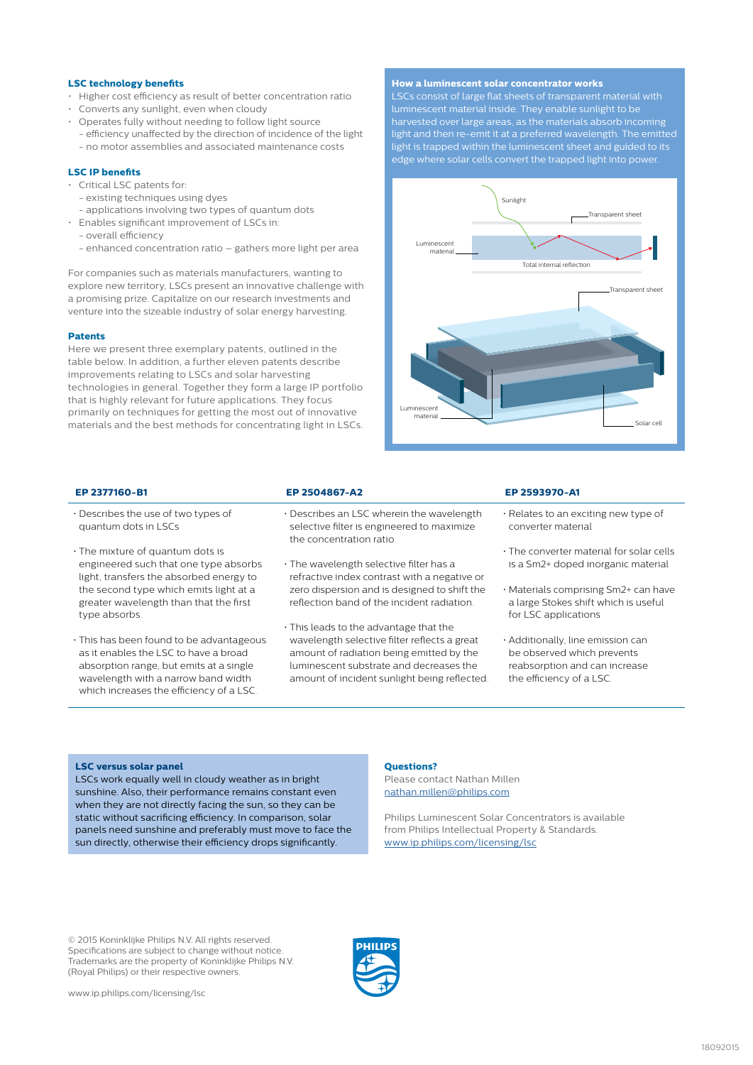### LSC technology benefits

- Higher cost efficiency as result of better concentration ratio
- Converts any sunlight, even when cloudy
- Operates fully without needing to follow light source
  - efficiency unaffected by the direction of incidence of the light
  - no motor assemblies and associated maintenance costs

### LSC IP benefits

- Critical LSC patents for:
  - existing techniques using dyes
  - applications involving two types of quantum dots
- Enables significant improvement of LSCs in:
  - overall efficiency
  - enhanced concentration ratio – gathers more light per area

For companies such as materials manufacturers, wanting to explore new territory, LSCs present an innovative challenge with a promising prize. Capitalize on our research investments and venture into the sizeable industry of solar energy harvesting.

### Patents

Here we present three exemplary patents, outlined in the table below. In addition, a further eleven patents describe improvements relating to LSCs and solar harvesting technologies in general. Together they form a large IP portfolio that is highly relevant for future applications. They focus primarily on techniques for getting the most out of innovative materials and the best methods for concentrating light in LSCs.

### How a luminescent solar concentrator works

LSCs consist of large flat sheets of transparent material with luminescent material inside. They enable sunlight to be harvested over large areas, as the materials absorb incoming light and then re-emit it at a preferred wavelength. The emitted light is trapped within the luminescent sheet and guided to its edge where solar cells convert the trapped light into power.

Sunlight
Transparent sheet
Luminescent material
Total internal reflection
Transparent sheet
Luminescent material
Solar cell

| EP 2377160-B1 | EP 2504867-A2 | EP 2593970-A1 |
|---|---|---|
| · Describes the use of two types of quantum dots in LSCs<br><br>· The mixture of quantum dots is engineered such that one type absorbs light, transfers the absorbed energy to the second type which emits light at a greater wavelength than that the first type absorbs.<br><br>· This has been found to be advantageous as it enables the LSC to have a broad absorption range, but emits at a single wavelength with a narrow band width which increases the efficiency of a LSC. | · Describes an LSC wherein the wavelength selective filter is engineered to maximize the concentration ratio.<br><br>· The wavelength selective filter has a refractive index contrast with a negative or zero dispersion and is designed to shift the reflection band of the incident radiation.<br><br>· This leads to the advantage that the wavelength selective filter reflects a great amount of radiation being emitted by the luminescent substrate and decreases the amount of incident sunlight being reflected. | · Relates to an exciting new type of converter material<br><br>· The converter material for solar cells is a $Sm^{2+}$ doped inorganic material<br><br>· Materials comprising $Sm^{2+}$ can have a large Stokes shift which is useful for LSC applications<br><br>· Additionally, line emission can be observed which prevents reabsorption and can increase the efficiency of a LSC. |

### LSC versus solar panel

LSCs work equally well in cloudy weather as in bright sunshine. Also, their performance remains constant even when they are not directly facing the sun, so they can be static without sacrificing efficiency. In comparison, solar panels need sunshine and preferably must move to face the sun directly, otherwise their efficiency drops significantly.

### Questions?

Please contact Nathan Millen
nathan.millen@philips.com

Philips Luminescent Solar Concentrators is available from Philips Intellectual Property & Standards.
www.ip.philips.com/licensing/lsc

© 2015 Koninklijke Philips N.V. All rights reserved.
Specifications are subject to change without notice.
Trademarks are the property of Koninklijke Philips N.V. (Royal Philips) or their respective owners.

www.ip.philips.com/licensing/lsc

PHILIPS

18092015